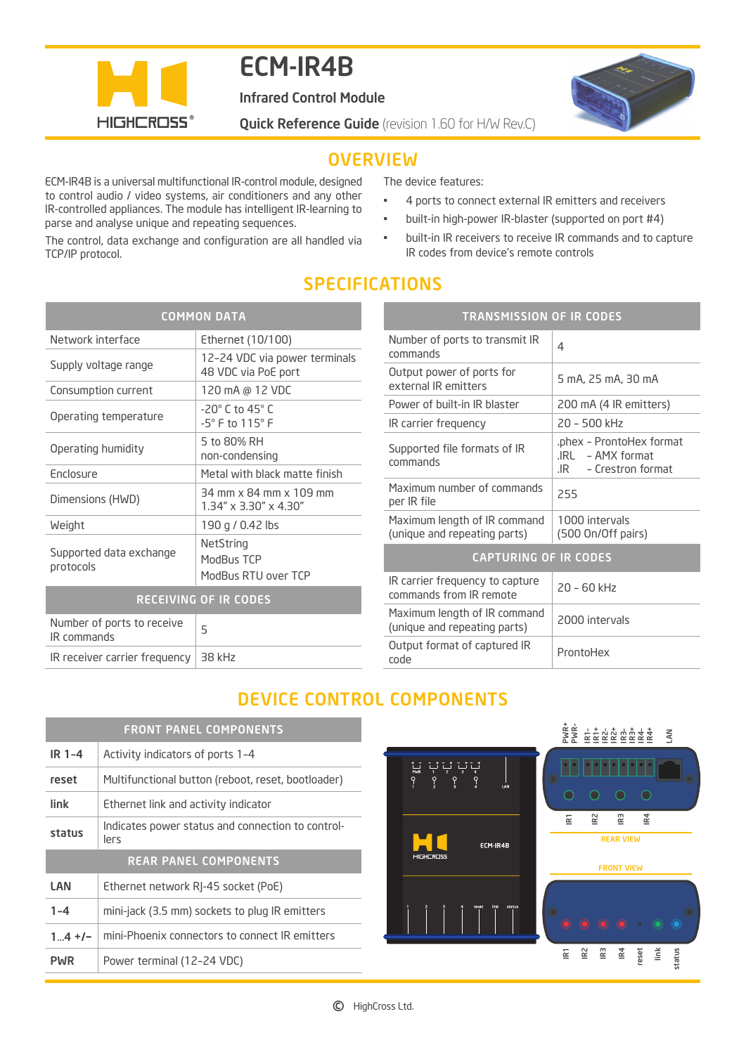# ECM-IR4B

**Infrared Control Module**

**Quick Reference Guide** (revision 1.60 for H/W Rev.C)

## OVERVIEW

ECM-IR4B is a universal multifunctional IR-control module, designed to control audio / video systems, air conditioners and any other IR-controlled appliances. The module has intelligent IR-learning to parse and analyse unique and repeating sequences.

The control, data exchange and configuration are all handled via TCP/IP protocol.

The device features:

- 4 ports to connect external IR emitters and receivers
- built-in high-power IR-blaster (supported on port #4)
- built-in IR receivers to receive IR commands and to capture IR codes from device's remote controls

## SPECIFICATIONS

| COMMON DATA | |
|---|---|
| Network interface | Ethernet (10/100) |
| Supply voltage range | 12-24 VDC via power terminals<br>48 VDC via PoE port |
| Consumption current | 120 mA @ 12 VDC |
| Operating temperature | -20° C to 45° C<br>-5° F to 115° F |
| Operating humidity | 5 to 80% RH<br>non-condensing |
| Enclosure | Metal with black matte finish |
| Dimensions (HWD) | 34 mm x 84 mm x 109 mm<br>1.34" x 3.30" x 4.30" |
| Weight | 190 g / 0.42 lbs |
| Supported data exchange protocols | NetString<br>ModBus TCP<br>ModBus RTU over TCP |
| **RECEIVING OF IR CODES** | |
| Number of ports to receive IR commands | 5 |
| IR receiver carrier frequency | 38 kHz |

| TRANSMISSION OF IR CODES | |
|---|---|
| Number of ports to transmit IR commands | 4 |
| Output power of ports for external IR emitters | 5 mA, 25 mA, 30 mA |
| Power of built-in IR blaster | 200 mA (4 IR emitters) |
| IR carrier frequency | 20 - 500 kHz |
| Supported file formats of IR commands | .phex – ProntoHex format<br>.IRL – AMX format<br>.IR – Crestron format |
| Maximum number of commands per IR file | 255 |
| Maximum length of IR command (unique and repeating parts) | 1000 intervals<br>(500 On/Off pairs) |
| **CAPTURING OF IR CODES** | |
| IR carrier frequency to capture commands from IR remote | 20 - 60 kHz |
| Maximum length of IR command (unique and repeating parts) | 2000 intervals |
| Output format of captured IR code | ProntoHex |

## DEVICE CONTROL COMPONENTS

| FRONT PANEL COMPONENTS | |
|---|---|
| **IR 1-4** | Activity indicators of ports 1-4 |
| **reset** | Multifunctional button (reboot, reset, bootloader) |
| **link** | Ethernet link and activity indicator |
| **status** | Indicates power status and connection to controllers |
| **REAR PANEL COMPONENTS** | |
| **LAN** | Ethernet network RJ-45 socket (PoE) |
| **1-4** | mini-jack (3.5 mm) sockets to plug IR emitters |
| **1...4 +/−** | mini-Phoenix connectors to connect IR emitters |
| **PWR** | Power terminal (12-24 VDC) |

REAR VIEW: PWR+, PWR-, IR1-, IR1+, IR2-, IR2+, IR3-, IR3+, IR4-, IR4+, LAN, IR1, IR2, IR3, IR4

FRONT VIEW: IR1, IR2, IR3, IR4, reset, link, status

© HighCross Ltd.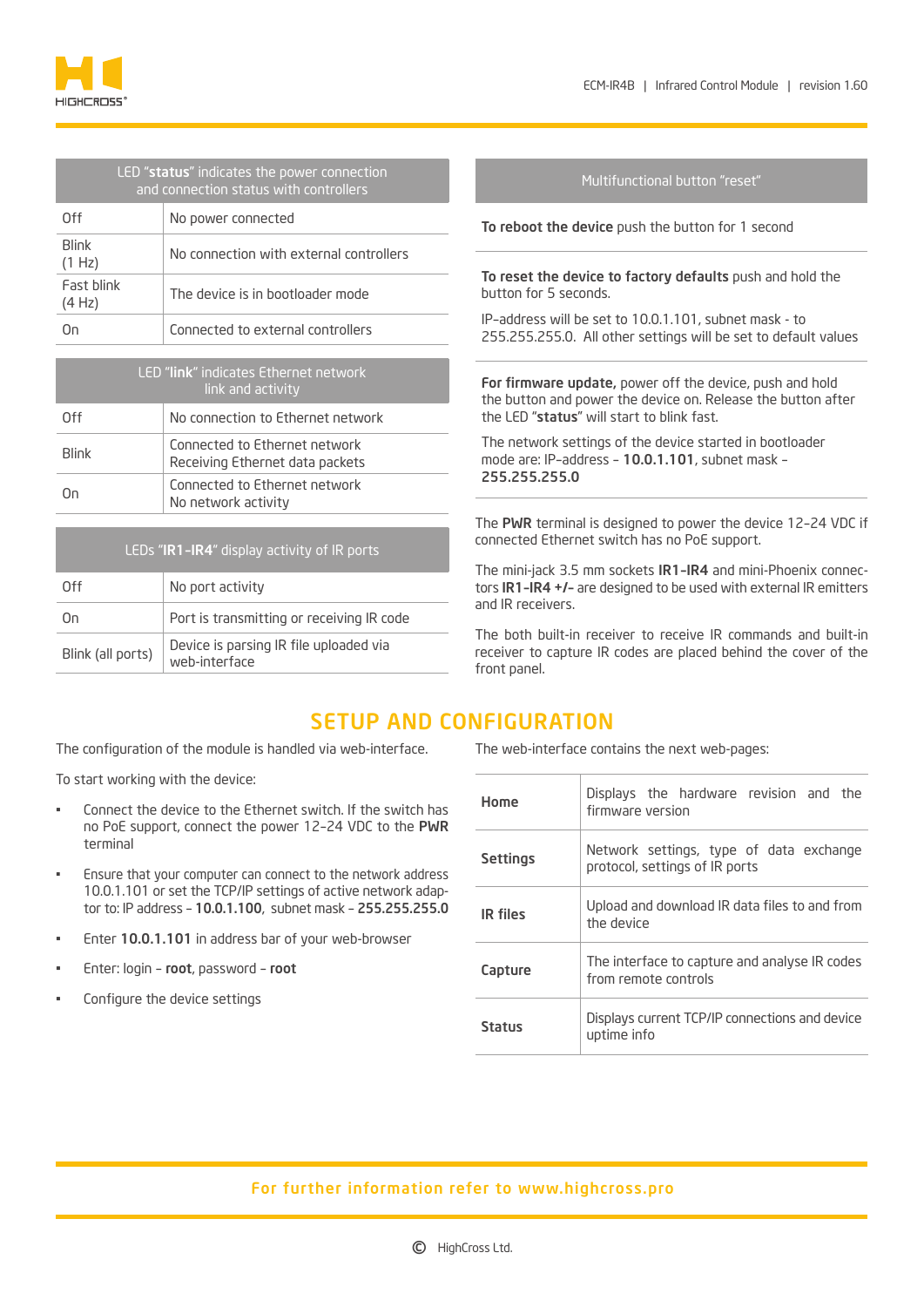| LED "**status**" indicates the power connection and connection status with controllers | |
|---|---|
| Off | No power connected |
| Blink (1 Hz) | No connection with external controllers |
| Fast blink (4 Hz) | The device is in bootloader mode |
| On | Connected to external controllers |

| LED "**link**" indicates Ethernet network link and activity | |
|---|---|
| Off | No connection to Ethernet network |
| Blink | Connected to Ethernet network Receiving Ethernet data packets |
| On | Connected to Ethernet network No network activity |

| LEDs "**IR1-IR4**" display activity of IR ports | |
|---|---|
| Off | No port activity |
| On | Port is transmitting or receiving IR code |
| Blink (all ports) | Device is parsing IR file uploaded via web-interface |

| Multifunctional button "reset" |
|---|
| **To reboot the device** push the button for 1 second |
| **To reset the device to factory defaults** push and hold the button for 5 seconds.<br>IP-address will be set to 10.0.1.101, subnet mask - to 255.255.255.0. All other settings will be set to default values |
| **For firmware update,** power off the device, push and hold the button and power the device on. Release the button after the LED "**status**" will start to blink fast.<br>The network settings of the device started in bootloader mode are: IP-address – **10.0.1.101**, subnet mask – **255.255.255.0** |

The **PWR** terminal is designed to power the device 12-24 VDC if connected Ethernet switch has no PoE support.

The mini-jack 3.5 mm sockets **IR1-IR4** and mini-Phoenix connectors **IR1-IR4 +/-** are designed to be used with external IR emitters and IR receivers.

The both built-in receiver to receive IR commands and built-in receiver to capture IR codes are placed behind the cover of the front panel.

## SETUP AND CONFIGURATION

The configuration of the module is handled via web-interface.

To start working with the device:

- Connect the device to the Ethernet switch. If the switch has no PoE support, connect the power 12-24 VDC to the **PWR** terminal
- Ensure that your computer can connect to the network address 10.0.1.101 or set the TCP/IP settings of active network adaptor to: IP address – **10.0.1.100**, subnet mask – **255.255.255.0**
- Enter **10.0.1.101** in address bar of your web-browser
- Enter: login – **root**, password – **root**
- Configure the device settings

The web-interface contains the next web-pages:

| | |
|---|---|
| **Home** | Displays the hardware revision and the firmware version |
| **Settings** | Network settings, type of data exchange protocol, settings of IR ports |
| **IR files** | Upload and download IR data files to and from the device |
| **Capture** | The interface to capture and analyse IR codes from remote controls |
| **Status** | Displays current TCP/IP connections and device uptime info |

For further information refer to www.highcross.pro

© HighCross Ltd.